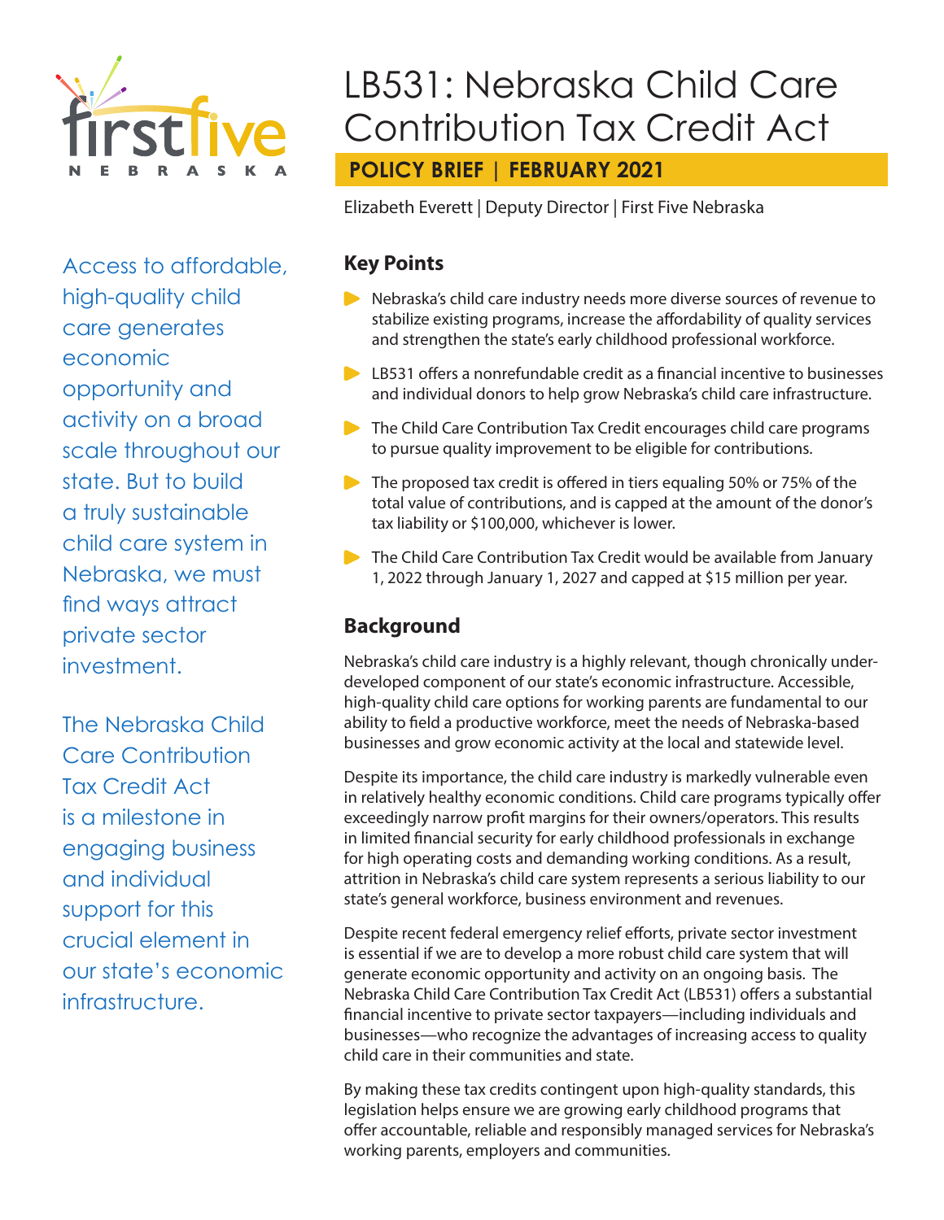# LB531: Nebraska Child Care Contribution Tax Credit Act

**POLICY BRIEF | FEBRUARY 2021**

Elizabeth Everett | Deputy Director | First Five Nebraska

Access to affordable, high-quality child care generates economic opportunity and activity on a broad scale throughout our state. But to build a truly sustainable child care system in Nebraska, we must find ways attract private sector investment.

The Nebraska Child Care Contribution Tax Credit Act is a milestone in engaging business and individual support for this crucial element in our state's economic infrastructure.

## Key Points

- Nebraska's child care industry needs more diverse sources of revenue to stabilize existing programs, increase the affordability of quality services and strengthen the state's early childhood professional workforce.
- LB531 offers a nonrefundable credit as a financial incentive to businesses and individual donors to help grow Nebraska's child care infrastructure.
- The Child Care Contribution Tax Credit encourages child care programs to pursue quality improvement to be eligible for contributions.
- The proposed tax credit is offered in tiers equaling 50% or 75% of the total value of contributions, and is capped at the amount of the donor's tax liability or $100,000, whichever is lower.
- The Child Care Contribution Tax Credit would be available from January 1, 2022 through January 1, 2027 and capped at $15 million per year.

## Background

Nebraska's child care industry is a highly relevant, though chronically under-developed component of our state's economic infrastructure. Accessible, high-quality child care options for working parents are fundamental to our ability to field a productive workforce, meet the needs of Nebraska-based businesses and grow economic activity at the local and statewide level.

Despite its importance, the child care industry is markedly vulnerable even in relatively healthy economic conditions. Child care programs typically offer exceedingly narrow profit margins for their owners/operators. This results in limited financial security for early childhood professionals in exchange for high operating costs and demanding working conditions. As a result, attrition in Nebraska's child care system represents a serious liability to our state's general workforce, business environment and revenues.

Despite recent federal emergency relief efforts, private sector investment is essential if we are to develop a more robust child care system that will generate economic opportunity and activity on an ongoing basis. The Nebraska Child Care Contribution Tax Credit Act (LB531) offers a substantial financial incentive to private sector taxpayers—including individuals and businesses—who recognize the advantages of increasing access to quality child care in their communities and state.

By making these tax credits contingent upon high-quality standards, this legislation helps ensure we are growing early childhood programs that offer accountable, reliable and responsibly managed services for Nebraska's working parents, employers and communities.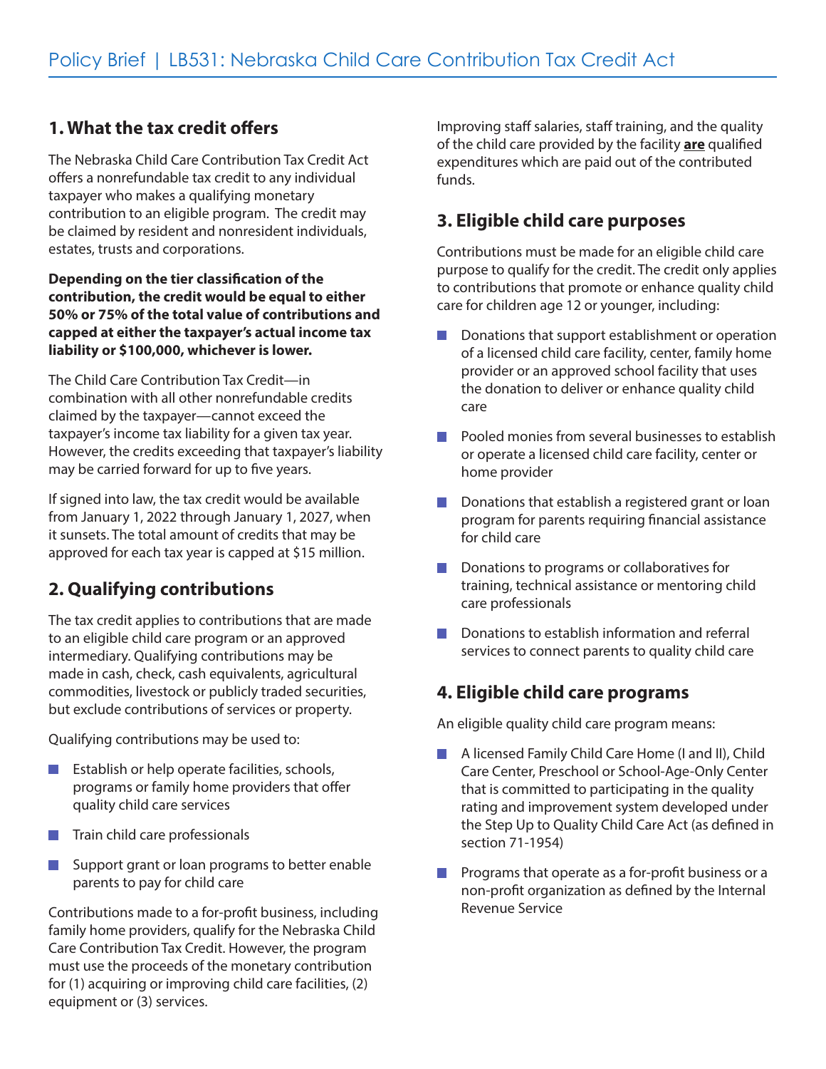# Policy Brief | LB531: Nebraska Child Care Contribution Tax Credit Act

## 1. What the tax credit offers

The Nebraska Child Care Contribution Tax Credit Act offers a nonrefundable tax credit to any individual taxpayer who makes a qualifying monetary contribution to an eligible program. The credit may be claimed by resident and nonresident individuals, estates, trusts and corporations.

**Depending on the tier classification of the contribution, the credit would be equal to either 50% or 75% of the total value of contributions and capped at either the taxpayer's actual income tax liability or $100,000, whichever is lower.**

The Child Care Contribution Tax Credit—in combination with all other nonrefundable credits claimed by the taxpayer—cannot exceed the taxpayer's income tax liability for a given tax year. However, the credits exceeding that taxpayer's liability may be carried forward for up to five years.

If signed into law, the tax credit would be available from January 1, 2022 through January 1, 2027, when it sunsets. The total amount of credits that may be approved for each tax year is capped at $15 million.

## 2. Qualifying contributions

The tax credit applies to contributions that are made to an eligible child care program or an approved intermediary. Qualifying contributions may be made in cash, check, cash equivalents, agricultural commodities, livestock or publicly traded securities, but exclude contributions of services or property.

Qualifying contributions may be used to:

- Establish or help operate facilities, schools, programs or family home providers that offer quality child care services
- Train child care professionals
- Support grant or loan programs to better enable parents to pay for child care

Contributions made to a for-profit business, including family home providers, qualify for the Nebraska Child Care Contribution Tax Credit. However, the program must use the proceeds of the monetary contribution for (1) acquiring or improving child care facilities, (2) equipment or (3) services.

Improving staff salaries, staff training, and the quality of the child care provided by the facility **<u>are</u>** qualified expenditures which are paid out of the contributed funds.

## 3. Eligible child care purposes

Contributions must be made for an eligible child care purpose to qualify for the credit. The credit only applies to contributions that promote or enhance quality child care for children age 12 or younger, including:

- Donations that support establishment or operation of a licensed child care facility, center, family home provider or an approved school facility that uses the donation to deliver or enhance quality child care
- Pooled monies from several businesses to establish or operate a licensed child care facility, center or home provider
- Donations that establish a registered grant or loan program for parents requiring financial assistance for child care
- Donations to programs or collaboratives for training, technical assistance or mentoring child care professionals
- Donations to establish information and referral services to connect parents to quality child care

## 4. Eligible child care programs

An eligible quality child care program means:

- A licensed Family Child Care Home (I and II), Child Care Center, Preschool or School-Age-Only Center that is committed to participating in the quality rating and improvement system developed under the Step Up to Quality Child Care Act (as defined in section 71-1954)
- Programs that operate as a for-profit business or a non-profit organization as defined by the Internal Revenue Service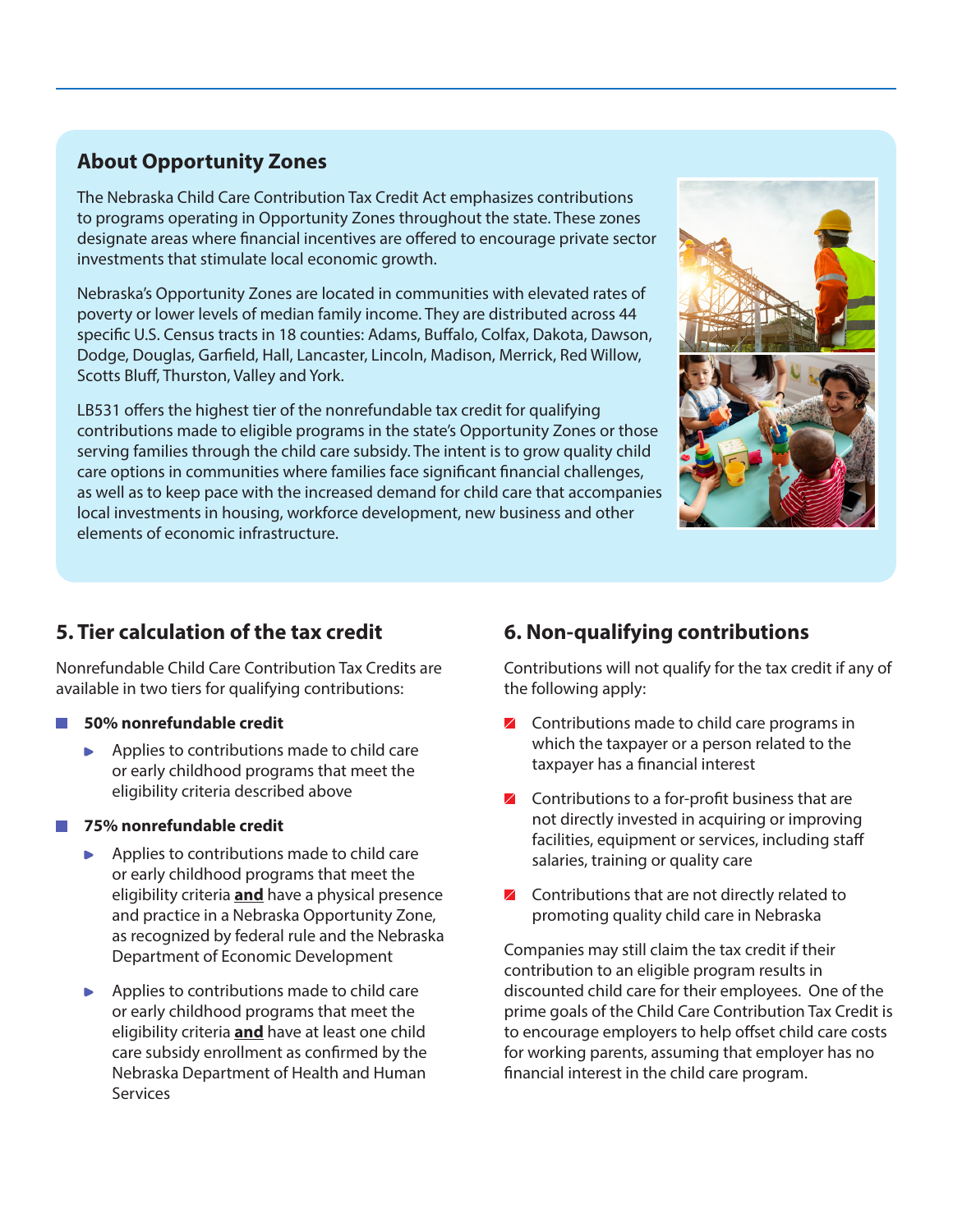## About Opportunity Zones

The Nebraska Child Care Contribution Tax Credit Act emphasizes contributions to programs operating in Opportunity Zones throughout the state. These zones designate areas where financial incentives are offered to encourage private sector investments that stimulate local economic growth.

Nebraska's Opportunity Zones are located in communities with elevated rates of poverty or lower levels of median family income. They are distributed across 44 specific U.S. Census tracts in 18 counties: Adams, Buffalo, Colfax, Dakota, Dawson, Dodge, Douglas, Garfield, Hall, Lancaster, Lincoln, Madison, Merrick, Red Willow, Scotts Bluff, Thurston, Valley and York.

LB531 offers the highest tier of the nonrefundable tax credit for qualifying contributions made to eligible programs in the state's Opportunity Zones or those serving families through the child care subsidy. The intent is to grow quality child care options in communities where families face significant financial challenges, as well as to keep pace with the increased demand for child care that accompanies local investments in housing, workforce development, new business and other elements of economic infrastructure.

## 5. Tier calculation of the tax credit

Nonrefundable Child Care Contribution Tax Credits are available in two tiers for qualifying contributions:

- **50% nonrefundable credit**
  - Applies to contributions made to child care or early childhood programs that meet the eligibility criteria described above
- **75% nonrefundable credit**
  - Applies to contributions made to child care or early childhood programs that meet the eligibility criteria **and** have a physical presence and practice in a Nebraska Opportunity Zone, as recognized by federal rule and the Nebraska Department of Economic Development
  - Applies to contributions made to child care or early childhood programs that meet the eligibility criteria **and** have at least one child care subsidy enrollment as confirmed by the Nebraska Department of Health and Human Services

## 6. Non-qualifying contributions

Contributions will not qualify for the tax credit if any of the following apply:

- Contributions made to child care programs in which the taxpayer or a person related to the taxpayer has a financial interest
- Contributions to a for-profit business that are not directly invested in acquiring or improving facilities, equipment or services, including staff salaries, training or quality care
- Contributions that are not directly related to promoting quality child care in Nebraska

Companies may still claim the tax credit if their contribution to an eligible program results in discounted child care for their employees. One of the prime goals of the Child Care Contribution Tax Credit is to encourage employers to help offset child care costs for working parents, assuming that employer has no financial interest in the child care program.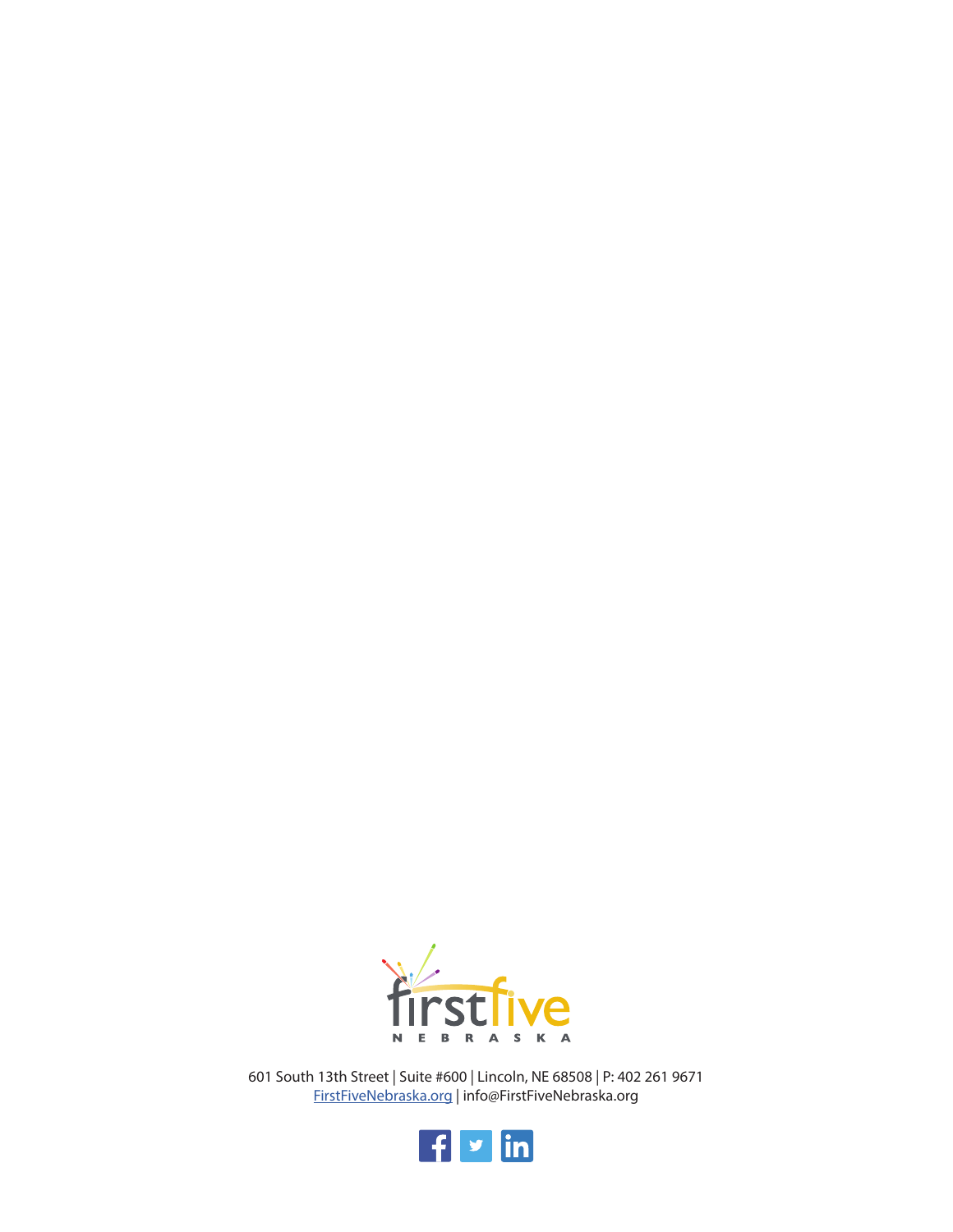601 South 13th Street | Suite #600 | Lincoln, NE 68508 | P: 402 261 9671
FirstFiveNebraska.org | info@FirstFiveNebraska.org